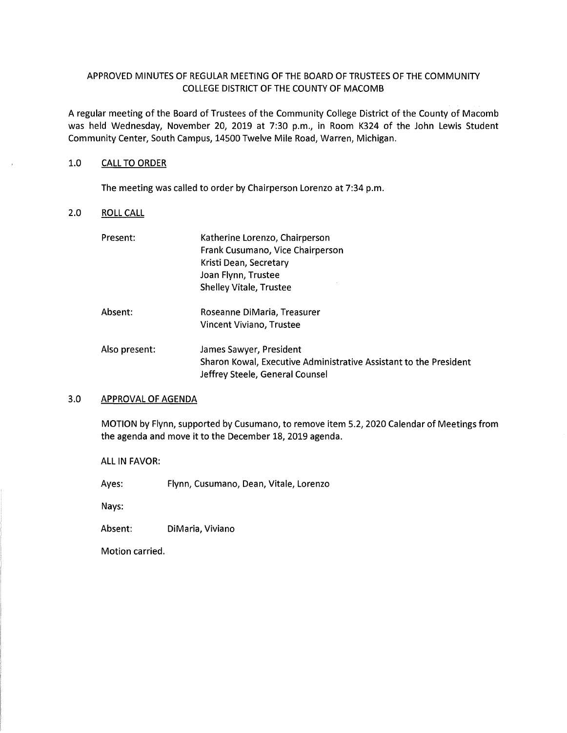# APPROVED MINUTES OF REGULAR MEETING OF THE BOARD OF TRUSTEES OF THE COMMUNITY COLLEGE DISTRICT OF THE COUNTY OF MACOMB

A regular meeting of the Board of Trustees of the Community College District of the County of Macomb was held Wednesday, November 20, 2019 at 7:30 p.m., in Room K324 of the John Lewis Student Community Center, South Campus, 14500 Twelve Mile Road, Warren, Michigan.

## 1.0 CALL TO ORDER

The meeting was called to order by Chairperson Lorenzo at 7:34 p.m.

## 2.0 ROLL CALL

| | |
|---|---|
| Present: | Katherine Lorenzo, Chairperson<br>Frank Cusumano, Vice Chairperson<br>Kristi Dean, Secretary<br>Joan Flynn, Trustee<br>Shelley Vitale, Trustee |
| Absent: | Roseanne DiMaria, Treasurer<br>Vincent Viviano, Trustee |
| Also present: | James Sawyer, President<br>Sharon Kowal, Executive Administrative Assistant to the President<br>Jeffrey Steele, General Counsel |

## 3.0 APPROVAL OF AGENDA

MOTION by Flynn, supported by Cusumano, to remove item 5.2, 2020 Calendar of Meetings from the agenda and move it to the December 18, 2019 agenda.

ALL IN FAVOR:

Ayes: Flynn, Cusumano, Dean, Vitale, Lorenzo

Nays:

Absent: DiMaria, Viviano

Motion carried.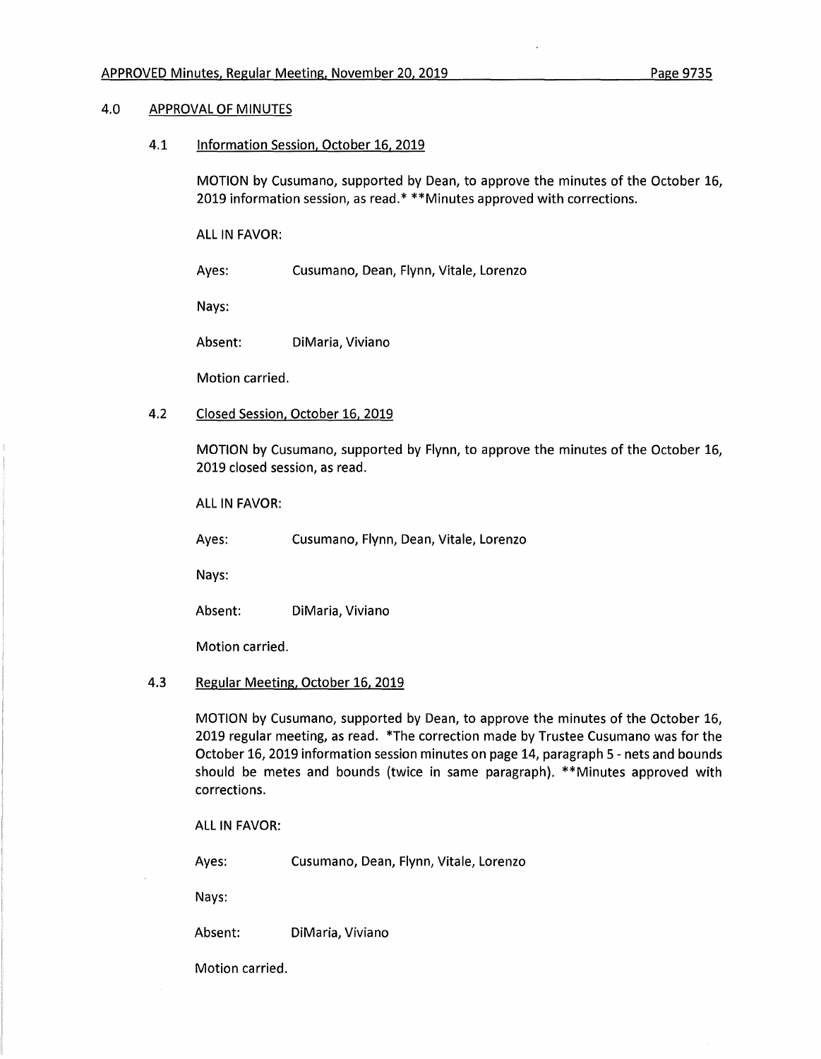## 4.0 APPROVAL OF MINUTES

### 4.1 Information Session, October 16, 2019

MOTION by Cusumano, supported by Dean, to approve the minutes of the October 16, 2019 information session, as read.* **Minutes approved with corrections.

ALL IN FAVOR:

Ayes: Cusumano, Dean, Flynn, Vitale, Lorenzo

Nays:

Absent: DiMaria, Viviano

Motion carried.

### 4.2 Closed Session, October 16, 2019

MOTION by Cusumano, supported by Flynn, to approve the minutes of the October 16, 2019 closed session, as read.

ALL IN FAVOR:

Ayes: Cusumano, Flynn, Dean, Vitale, Lorenzo

Nays:

Absent: DiMaria, Viviano

Motion carried.

### 4.3 Regular Meeting, October 16, 2019

MOTION by Cusumano, supported by Dean, to approve the minutes of the October 16, 2019 regular meeting, as read. *The correction made by Trustee Cusumano was for the October 16, 2019 information session minutes on page 14, paragraph 5 - nets and bounds should be metes and bounds (twice in same paragraph). **Minutes approved with corrections.

ALL IN FAVOR:

Ayes: Cusumano, Dean, Flynn, Vitale, Lorenzo

Nays:

Absent: DiMaria, Viviano

Motion carried.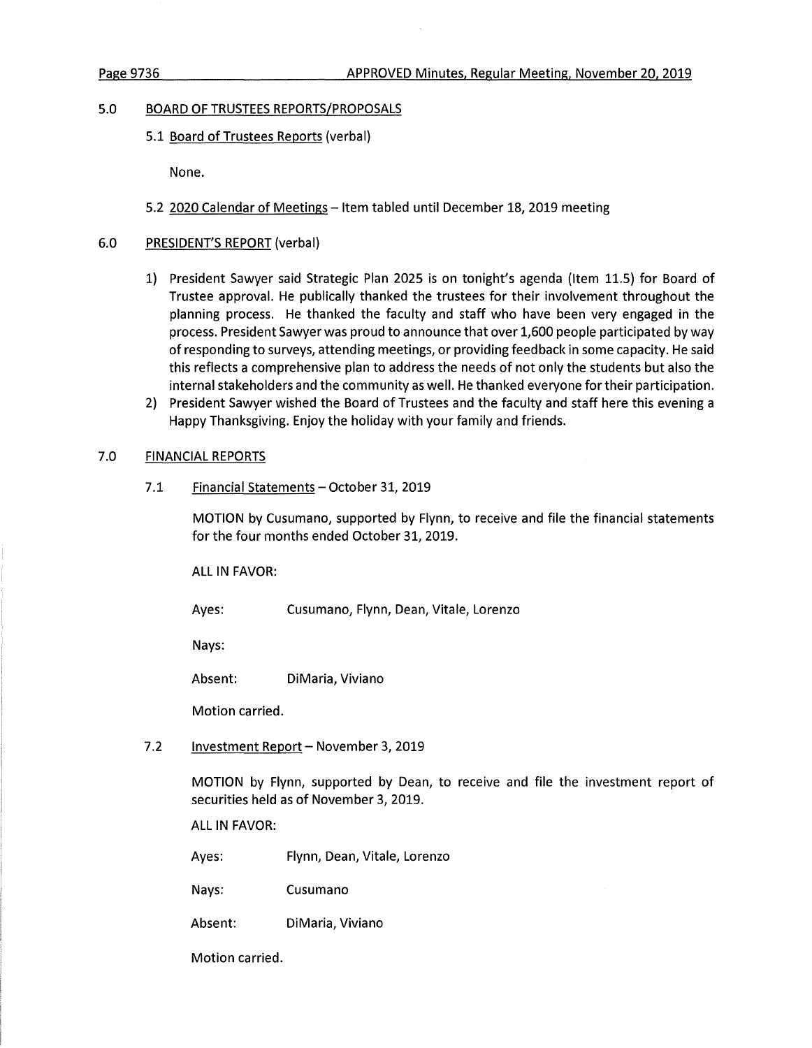## 5.0 BOARD OF TRUSTEES REPORTS/PROPOSALS

### 5.1 Board of Trustees Reports (verbal)

None.

### 5.2 2020 Calendar of Meetings – Item tabled until December 18, 2019 meeting

## 6.0 PRESIDENT'S REPORT (verbal)

1) President Sawyer said Strategic Plan 2025 is on tonight's agenda (Item 11.5) for Board of Trustee approval. He publically thanked the trustees for their involvement throughout the planning process. He thanked the faculty and staff who have been very engaged in the process. President Sawyer was proud to announce that over 1,600 people participated by way of responding to surveys, attending meetings, or providing feedback in some capacity. He said this reflects a comprehensive plan to address the needs of not only the students but also the internal stakeholders and the community as well. He thanked everyone for their participation.
2) President Sawyer wished the Board of Trustees and the faculty and staff here this evening a Happy Thanksgiving. Enjoy the holiday with your family and friends.

## 7.0 FINANCIAL REPORTS

### 7.1 Financial Statements – October 31, 2019

MOTION by Cusumano, supported by Flynn, to receive and file the financial statements for the four months ended October 31, 2019.

ALL IN FAVOR:

Ayes: Cusumano, Flynn, Dean, Vitale, Lorenzo

Nays:

Absent: DiMaria, Viviano

Motion carried.

### 7.2 Investment Report – November 3, 2019

MOTION by Flynn, supported by Dean, to receive and file the investment report of securities held as of November 3, 2019.

ALL IN FAVOR:

Ayes: Flynn, Dean, Vitale, Lorenzo

Nays: Cusumano

Absent: DiMaria, Viviano

Motion carried.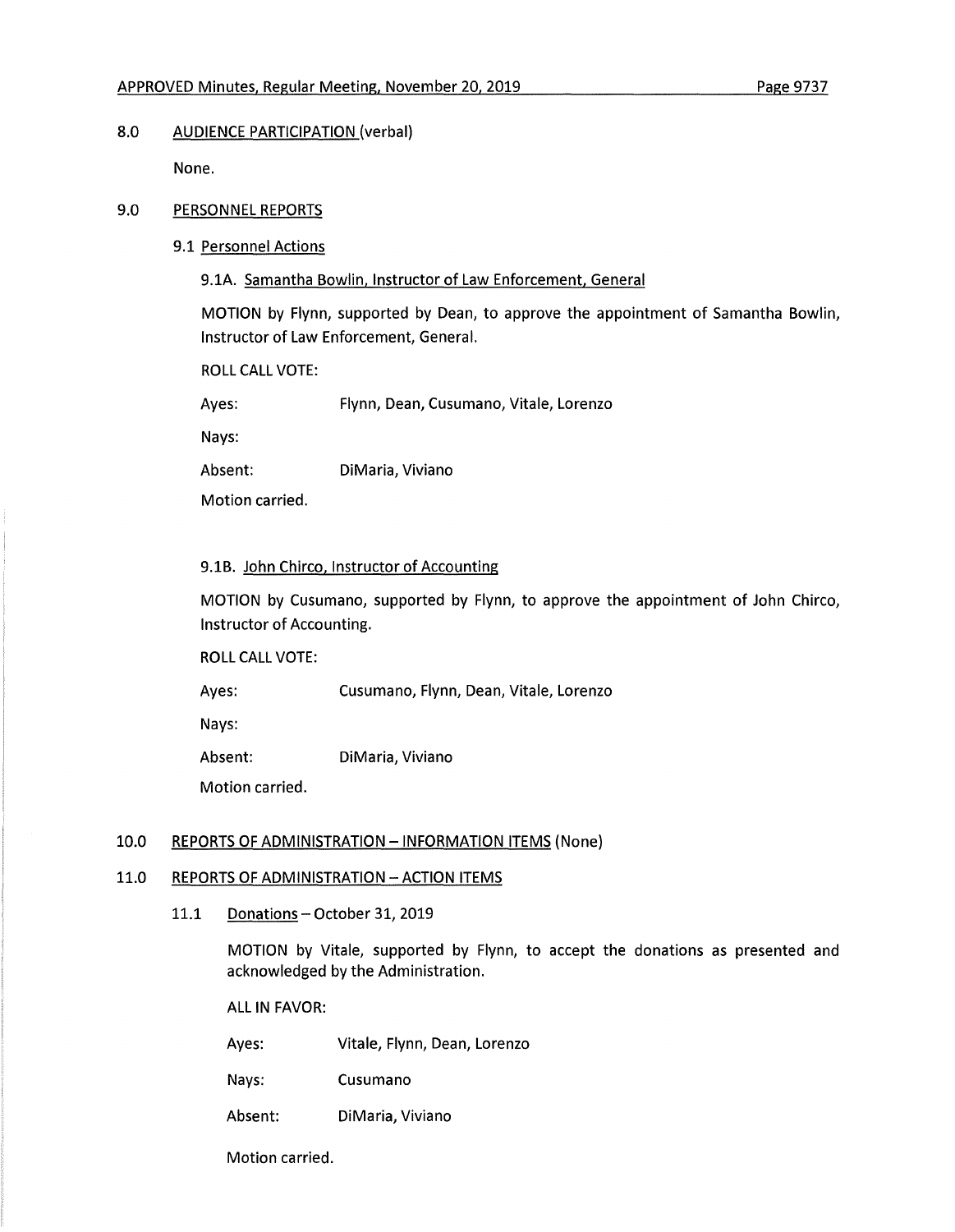## 8.0 AUDIENCE PARTICIPATION (verbal)

None.

## 9.0 PERSONNEL REPORTS

### 9.1 Personnel Actions

#### 9.1A. Samantha Bowlin, Instructor of Law Enforcement, General

MOTION by Flynn, supported by Dean, to approve the appointment of Samantha Bowlin, Instructor of Law Enforcement, General.

ROLL CALL VOTE:

Ayes: Flynn, Dean, Cusumano, Vitale, Lorenzo

Nays:

Absent: DiMaria, Viviano

Motion carried.

#### 9.1B. John Chirco, Instructor of Accounting

MOTION by Cusumano, supported by Flynn, to approve the appointment of John Chirco, Instructor of Accounting.

ROLL CALL VOTE:

Ayes: Cusumano, Flynn, Dean, Vitale, Lorenzo

Nays:

Absent: DiMaria, Viviano

Motion carried.

## 10.0 REPORTS OF ADMINISTRATION – INFORMATION ITEMS (None)

## 11.0 REPORTS OF ADMINISTRATION – ACTION ITEMS

### 11.1 Donations – October 31, 2019

MOTION by Vitale, supported by Flynn, to accept the donations as presented and acknowledged by the Administration.

ALL IN FAVOR:

Ayes: Vitale, Flynn, Dean, Lorenzo

Nays: Cusumano

Absent: DiMaria, Viviano

Motion carried.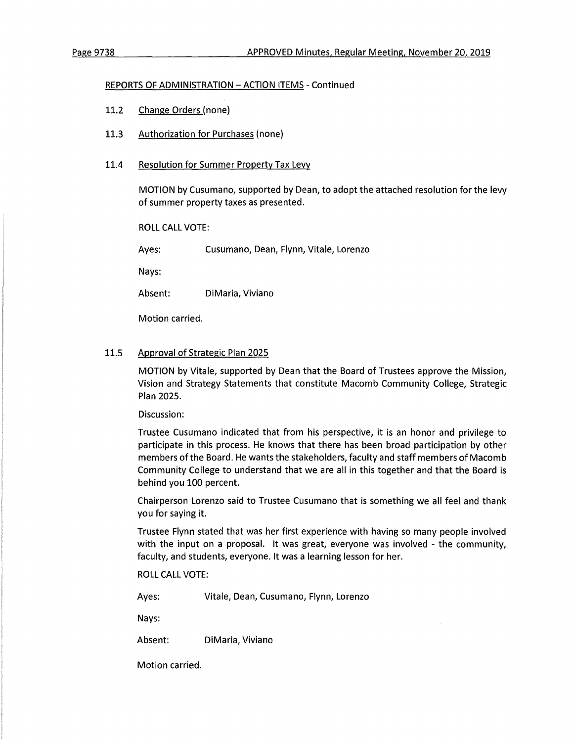REPORTS OF ADMINISTRATION – ACTION ITEMS - Continued

11.2 Change Orders (none)

11.3 Authorization for Purchases (none)

11.4 Resolution for Summer Property Tax Levy

MOTION by Cusumano, supported by Dean, to adopt the attached resolution for the levy of summer property taxes as presented.

ROLL CALL VOTE:

Ayes: Cusumano, Dean, Flynn, Vitale, Lorenzo

Nays:

Absent: DiMaria, Viviano

Motion carried.

11.5 Approval of Strategic Plan 2025

MOTION by Vitale, supported by Dean that the Board of Trustees approve the Mission, Vision and Strategy Statements that constitute Macomb Community College, Strategic Plan 2025.

Discussion:

Trustee Cusumano indicated that from his perspective, it is an honor and privilege to participate in this process. He knows that there has been broad participation by other members of the Board. He wants the stakeholders, faculty and staff members of Macomb Community College to understand that we are all in this together and that the Board is behind you 100 percent.

Chairperson Lorenzo said to Trustee Cusumano that is something we all feel and thank you for saying it.

Trustee Flynn stated that was her first experience with having so many people involved with the input on a proposal. It was great, everyone was involved - the community, faculty, and students, everyone. It was a learning lesson for her.

ROLL CALL VOTE:

Ayes: Vitale, Dean, Cusumano, Flynn, Lorenzo

Nays:

Absent: DiMaria, Viviano

Motion carried.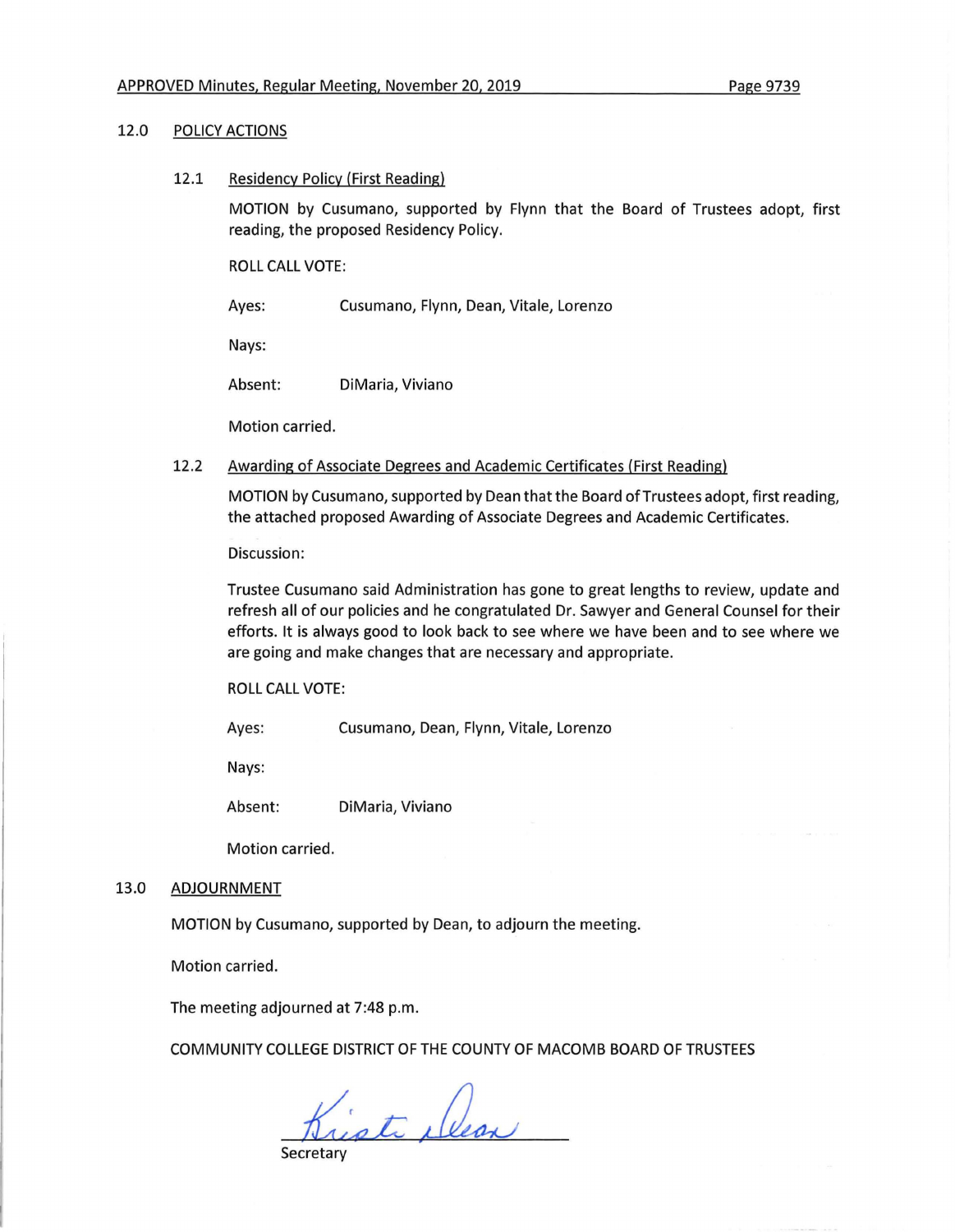## 12.0 POLICY ACTIONS

### 12.1 Residency Policy (First Reading)

MOTION by Cusumano, supported by Flynn that the Board of Trustees adopt, first reading, the proposed Residency Policy.

ROLL CALL VOTE:

Ayes: Cusumano, Flynn, Dean, Vitale, Lorenzo

Nays:

Absent: DiMaria, Viviano

Motion carried.

### 12.2 Awarding of Associate Degrees and Academic Certificates (First Reading)

MOTION by Cusumano, supported by Dean that the Board of Trustees adopt, first reading, the attached proposed Awarding of Associate Degrees and Academic Certificates.

Discussion:

Trustee Cusumano said Administration has gone to great lengths to review, update and refresh all of our policies and he congratulated Dr. Sawyer and General Counsel for their efforts. It is always good to look back to see where we have been and to see where we are going and make changes that are necessary and appropriate.

ROLL CALL VOTE:

Ayes: Cusumano, Dean, Flynn, Vitale, Lorenzo

Nays:

Absent: DiMaria, Viviano

Motion carried.

## 13.0 ADJOURNMENT

MOTION by Cusumano, supported by Dean, to adjourn the meeting.

Motion carried.

The meeting adjourned at 7:48 p.m.

COMMUNITY COLLEGE DISTRICT OF THE COUNTY OF MACOMB BOARD OF TRUSTEES

Kristi Dean

Secretary